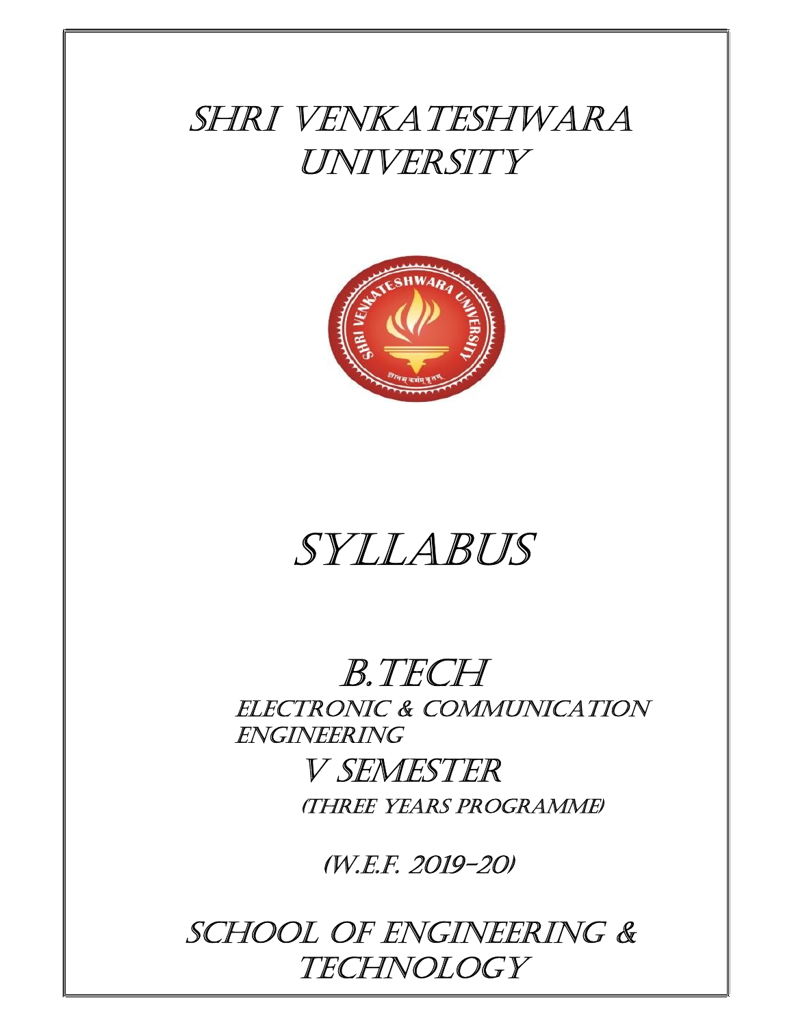# SHRI VENKATESHWARA UNIVERSITY

# SYLLABUS

## B.TECH

### ELECTRONIC & COMMUNICATION ENGINEERING

## V SEMESTER

(THREE YEARS PROGRAMME)

(W.E.F. 2019-20)

# SCHOOL OF ENGINEERING & TECHNOLOGY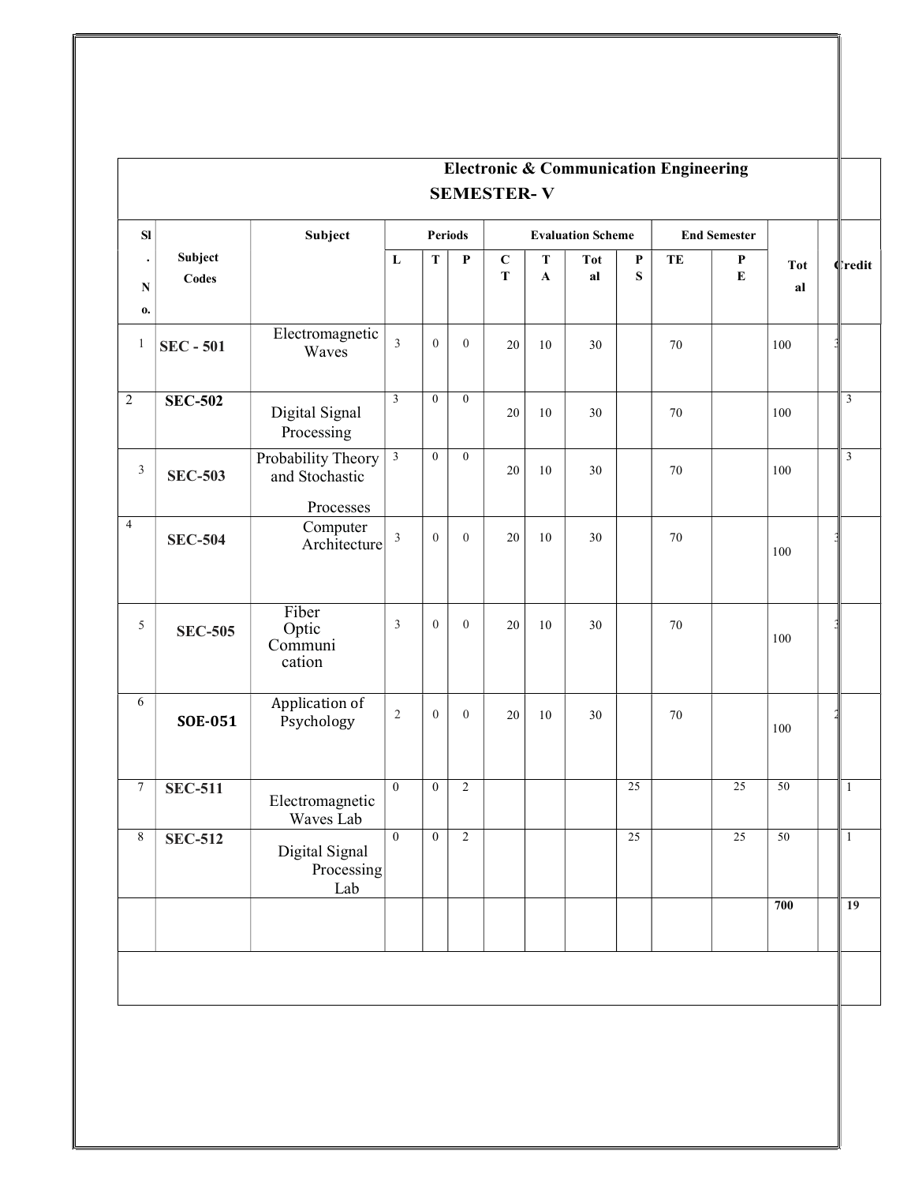## Electronic & Communication Engineering

### SEMESTER- V

| Sl. No. | Subject Codes | Subject | Periods | | | Evaluation Scheme | | | | End Semester | | Total | Credit |
|---|---|---|---|---|---|---|---|---|---|---|---|---|---|
| | | | L | T | P | CT | TA | Total | PS | TE | PE | | |
| 1 | **SEC - 501** | Electromagnetic Waves | 3 | 0 | 0 | 20 | 10 | 30 | | 70 | | 100 | 3 |
| 2 | **SEC-502** | Digital Signal Processing | 3 | 0 | 0 | 20 | 10 | 30 | | 70 | | 100 | 3 |
| 3 | **SEC-503** | Probability Theory and Stochastic Processes | 3 | 0 | 0 | 20 | 10 | 30 | | 70 | | 100 | 3 |
| 4 | **SEC-504** | Computer Architecture | 3 | 0 | 0 | 20 | 10 | 30 | | 70 | | 100 | 3 |
| 5 | **SEC-505** | Fiber Optic Communication | 3 | 0 | 0 | 20 | 10 | 30 | | 70 | | 100 | 3 |
| 6 | **SOE-051** | Application of Psychology | 2 | 0 | 0 | 20 | 10 | 30 | | 70 | | 100 | 2 |
| 7 | **SEC-511** | Electromagnetic Waves Lab | 0 | 0 | 2 | | | | 25 | | 25 | 50 | 1 |
| 8 | **SEC-512** | Digital Signal Processing Lab | 0 | 0 | 2 | | | | 25 | | 25 | 50 | 1 |
| | | | | | | | | | | | | **700** | **19** |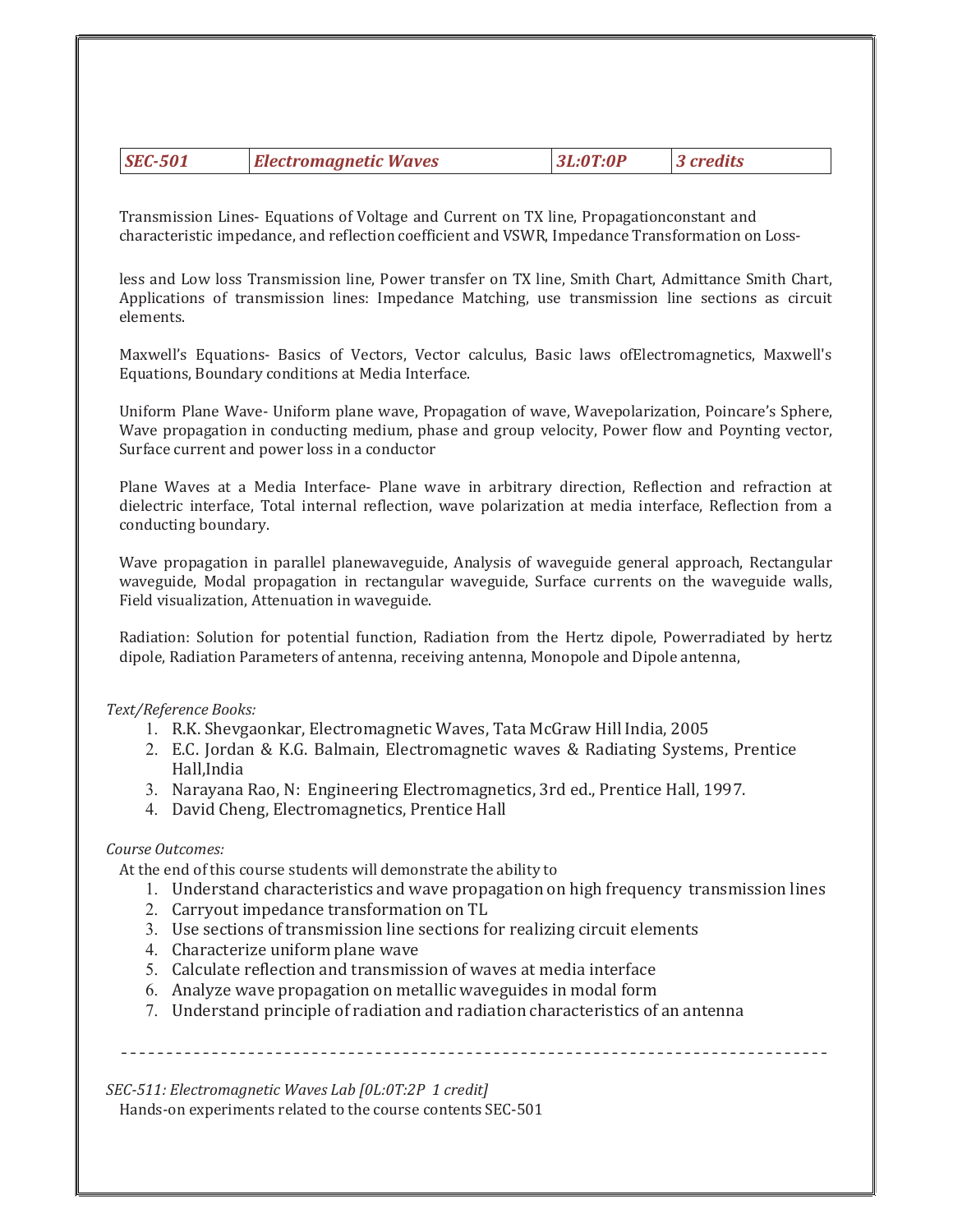| SEC-501 | Electromagnetic Waves | 3L:0T:0P | 3 credits |
|---|---|---|---|

Transmission Lines- Equations of Voltage and Current on TX line, Propagationconstant and characteristic impedance, and reflection coefficient and VSWR, Impedance Transformation on Loss-

less and Low loss Transmission line, Power transfer on TX line, Smith Chart, Admittance Smith Chart, Applications of transmission lines: Impedance Matching, use transmission line sections as circuit elements.

Maxwell's Equations- Basics of Vectors, Vector calculus, Basic laws ofElectromagnetics, Maxwell's Equations, Boundary conditions at Media Interface.

Uniform Plane Wave- Uniform plane wave, Propagation of wave, Wavepolarization, Poincare's Sphere, Wave propagation in conducting medium, phase and group velocity, Power flow and Poynting vector, Surface current and power loss in a conductor

Plane Waves at a Media Interface- Plane wave in arbitrary direction, Reflection and refraction at dielectric interface, Total internal reflection, wave polarization at media interface, Reflection from a conducting boundary.

Wave propagation in parallel planewaveguide, Analysis of waveguide general approach, Rectangular waveguide, Modal propagation in rectangular waveguide, Surface currents on the waveguide walls, Field visualization, Attenuation in waveguide.

Radiation: Solution for potential function, Radiation from the Hertz dipole, Powerradiated by hertz dipole, Radiation Parameters of antenna, receiving antenna, Monopole and Dipole antenna,

*Text/Reference Books:*

1. R.K. Shevgaonkar, Electromagnetic Waves, Tata McGraw Hill India, 2005
2. E.C. Jordan & K.G. Balmain, Electromagnetic waves & Radiating Systems, Prentice Hall,India
3. Narayana Rao, N: Engineering Electromagnetics, 3rd ed., Prentice Hall, 1997.
4. David Cheng, Electromagnetics, Prentice Hall

*Course Outcomes:*

At the end of this course students will demonstrate the ability to

1. Understand characteristics and wave propagation on high frequency transmission lines
2. Carryout impedance transformation on TL
3. Use sections of transmission line sections for realizing circuit elements
4. Characterize uniform plane wave
5. Calculate reflection and transmission of waves at media interface
6. Analyze wave propagation on metallic waveguides in modal form
7. Understand principle of radiation and radiation characteristics of an antenna

---

*SEC-511: Electromagnetic Waves Lab [0L:0T:2P 1 credit]*

Hands-on experiments related to the course contents SEC-501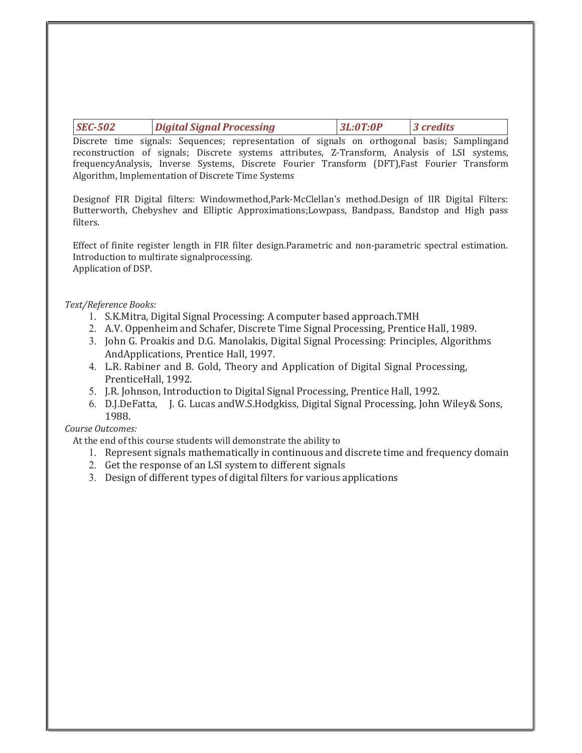| *SEC-502* | *Digital Signal Processing* | *3L:0T:0P* | *3 credits* |
|---|---|---|---|

Discrete time signals: Sequences; representation of signals on orthogonal basis; Samplingand reconstruction of signals; Discrete systems attributes, Z-Transform, Analysis of LSI systems, frequencyAnalysis, Inverse Systems, Discrete Fourier Transform (DFT),Fast Fourier Transform Algorithm, Implementation of Discrete Time Systems

Designof FIR Digital filters: Windowmethod,Park-McClellan's method.Design of IIR Digital Filters: Butterworth, Chebyshev and Elliptic Approximations;Lowpass, Bandpass, Bandstop and High pass filters.

Effect of finite register length in FIR filter design.Parametric and non-parametric spectral estimation. Introduction to multirate signalprocessing.
Application of DSP.

*Text/Reference Books:*

1. S.K.Mitra, Digital Signal Processing: A computer based approach.TMH
2. A.V. Oppenheim and Schafer, Discrete Time Signal Processing, Prentice Hall, 1989.
3. John G. Proakis and D.G. Manolakis, Digital Signal Processing: Principles, Algorithms AndApplications, Prentice Hall, 1997.
4. L.R. Rabiner and B. Gold, Theory and Application of Digital Signal Processing, PrenticeHall, 1992.
5. J.R. Johnson, Introduction to Digital Signal Processing, Prentice Hall, 1992.
6. D.J.DeFatta, J. G. Lucas andW.S.Hodgkiss, Digital Signal Processing, John Wiley& Sons, 1988.

*Course Outcomes:*

At the end of this course students will demonstrate the ability to

1. Represent signals mathematically in continuous and discrete time and frequency domain
2. Get the response of an LSI system to different signals
3. Design of different types of digital filters for various applications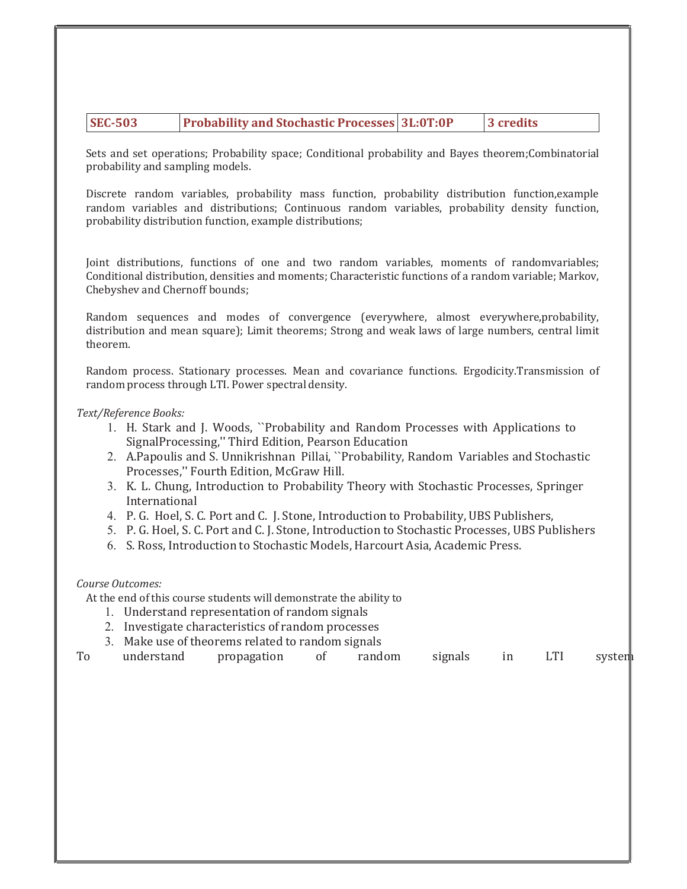| SEC-503 | Probability and Stochastic Processes | 3L:0T:0P | 3 credits |
|---|---|---|---|

Sets and set operations; Probability space; Conditional probability and Bayes theorem;Combinatorial probability and sampling models.

Discrete random variables, probability mass function, probability distribution function,example random variables and distributions; Continuous random variables, probability density function, probability distribution function, example distributions;

Joint distributions, functions of one and two random variables, moments of randomvariables; Conditional distribution, densities and moments; Characteristic functions of a random variable; Markov, Chebyshev and Chernoff bounds;

Random sequences and modes of convergence (everywhere, almost everywhere,probability, distribution and mean square); Limit theorems; Strong and weak laws of large numbers, central limit theorem.

Random process. Stationary processes. Mean and covariance functions. Ergodicity.Transmission of random process through LTI. Power spectral density.

*Text/Reference Books:*

1. H. Stark and J. Woods, ``Probability and Random Processes with Applications to SignalProcessing,'' Third Edition, Pearson Education
2. A.Papoulis and S. Unnikrishnan Pillai, ``Probability, Random Variables and Stochastic Processes,'' Fourth Edition, McGraw Hill.
3. K. L. Chung, Introduction to Probability Theory with Stochastic Processes, Springer International
4. P. G. Hoel, S. C. Port and C. J. Stone, Introduction to Probability, UBS Publishers,
5. P. G. Hoel, S. C. Port and C. J. Stone, Introduction to Stochastic Processes, UBS Publishers
6. S. Ross, Introduction to Stochastic Models, Harcourt Asia, Academic Press.

*Course Outcomes:*

At the end of this course students will demonstrate the ability to

1. Understand representation of random signals
2. Investigate characteristics of random processes
3. Make use of theorems related to random signals

To understand propagation of random signals in LTI system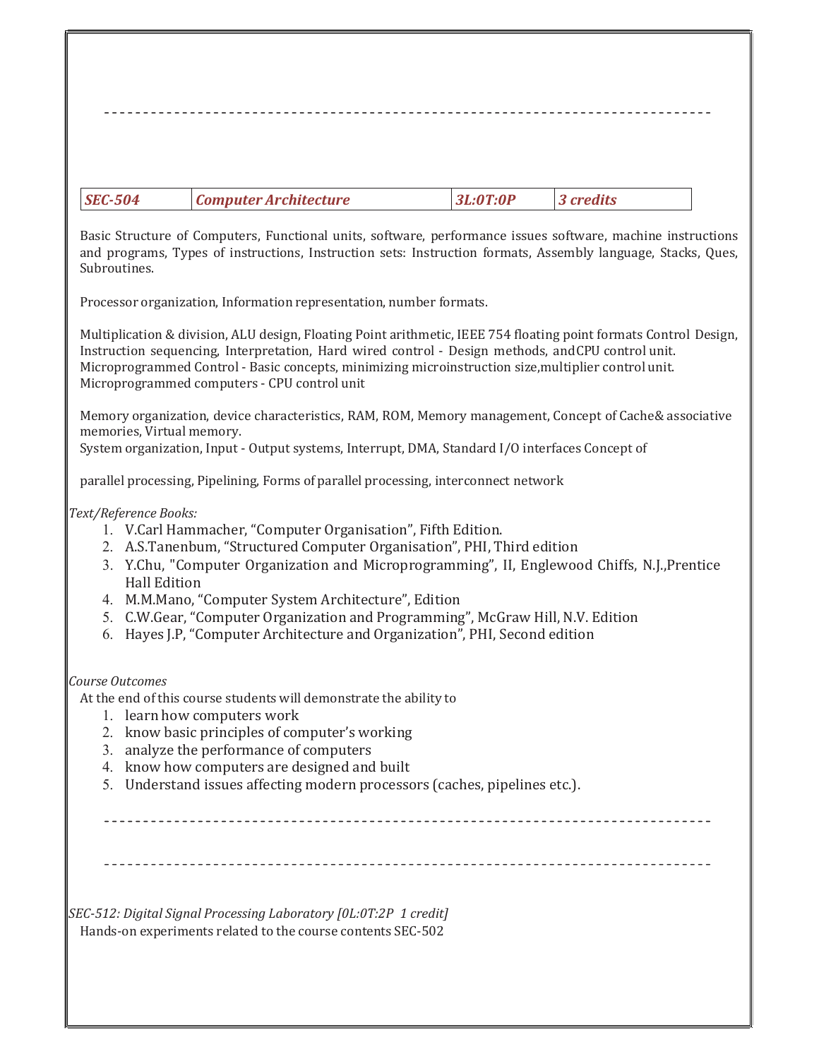---

| *SEC-504* | *Computer Architecture* | *3L:0T:0P* | *3 credits* |
|---|---|---|---|

Basic Structure of Computers, Functional units, software, performance issues software, machine instructions and programs, Types of instructions, Instruction sets: Instruction formats, Assembly language, Stacks, Ques, Subroutines.

Processor organization, Information representation, number formats.

Multiplication & division, ALU design, Floating Point arithmetic, IEEE 754 floating point formats Control Design, Instruction sequencing, Interpretation, Hard wired control - Design methods, andCPU control unit. Microprogrammed Control - Basic concepts, minimizing microinstruction size,multiplier control unit. Microprogrammed computers - CPU control unit

Memory organization, device characteristics, RAM, ROM, Memory management, Concept of Cache& associative memories, Virtual memory.
System organization, Input - Output systems, Interrupt, DMA, Standard I/O interfaces Concept of

parallel processing, Pipelining, Forms of parallel processing, interconnect network

*Text/Reference Books:*

1. V.Carl Hammacher, "Computer Organisation", Fifth Edition.
2. A.S.Tanenbum, "Structured Computer Organisation", PHI, Third edition
3. Y.Chu, "Computer Organization and Microprogramming", II, Englewood Chiffs, N.J.,Prentice Hall Edition
4. M.M.Mano, "Computer System Architecture", Edition
5. C.W.Gear, "Computer Organization and Programming", McGraw Hill, N.V. Edition
6. Hayes J.P, "Computer Architecture and Organization", PHI, Second edition

*Course Outcomes*

At the end of this course students will demonstrate the ability to

1. learn how computers work
2. know basic principles of computer's working
3. analyze the performance of computers
4. know how computers are designed and built
5. Understand issues affecting modern processors (caches, pipelines etc.).

---

---

*SEC-512: Digital Signal Processing Laboratory [0L:0T:2P 1 credit]*

Hands-on experiments related to the course contents SEC-502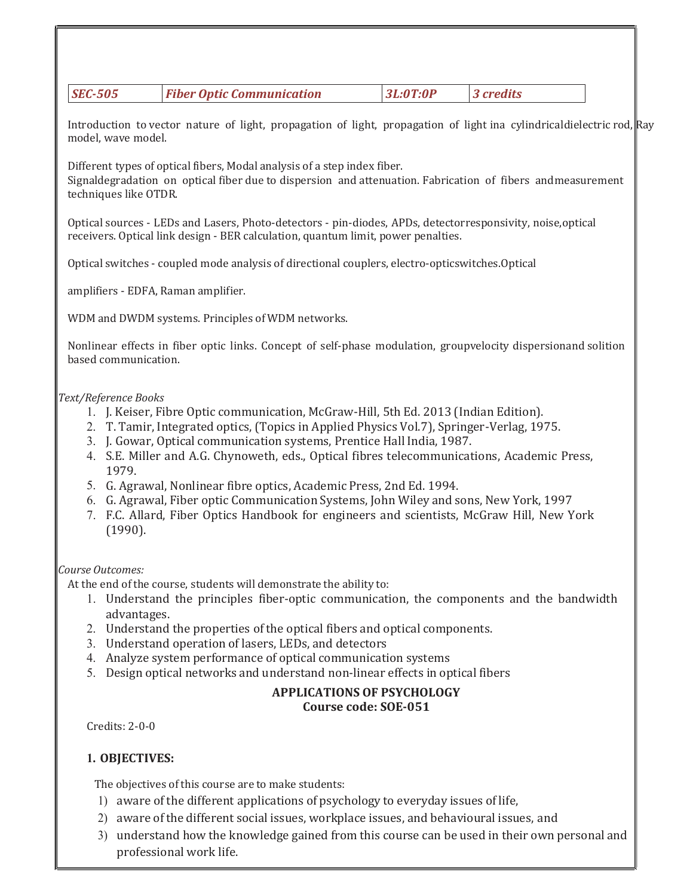| *SEC-505* | *Fiber Optic Communication* | *3L:0T:0P* | *3 credits* |
|---|---|---|---|

Introduction to vector nature of light, propagation of light, propagation of light ina cylindricaldielectric rod, Ray model, wave model.

Different types of optical fibers, Modal analysis of a step index fiber.
Signaldegradation on optical fiber due to dispersion and attenuation. Fabrication of fibers andmeasurement techniques like OTDR.

Optical sources - LEDs and Lasers, Photo-detectors - pin-diodes, APDs, detectorresponsivity, noise,optical receivers. Optical link design - BER calculation, quantum limit, power penalties.

Optical switches - coupled mode analysis of directional couplers, electro-opticswitches.Optical

amplifiers - EDFA, Raman amplifier.

WDM and DWDM systems. Principles of WDM networks.

Nonlinear effects in fiber optic links. Concept of self-phase modulation, groupvelocity dispersionand solition based communication.

*Text/Reference Books*

1. J. Keiser, Fibre Optic communication, McGraw-Hill, 5th Ed. 2013 (Indian Edition).
2. T. Tamir, Integrated optics, (Topics in Applied Physics Vol.7), Springer-Verlag, 1975.
3. J. Gowar, Optical communication systems, Prentice Hall India, 1987.
4. S.E. Miller and A.G. Chynoweth, eds., Optical fibres telecommunications, Academic Press, 1979.
5. G. Agrawal, Nonlinear fibre optics, Academic Press, 2nd Ed. 1994.
6. G. Agrawal, Fiber optic Communication Systems, John Wiley and sons, New York, 1997
7. F.C. Allard, Fiber Optics Handbook for engineers and scientists, McGraw Hill, New York (1990).

*Course Outcomes:*

At the end of the course, students will demonstrate the ability to:

1. Understand the principles fiber-optic communication, the components and the bandwidth advantages.
2. Understand the properties of the optical fibers and optical components.
3. Understand operation of lasers, LEDs, and detectors
4. Analyze system performance of optical communication systems
5. Design optical networks and understand non-linear effects in optical fibers

## APPLICATIONS OF PSYCHOLOGY
**Course code: SOE-051**

Credits: 2-0-0

### 1. OBJECTIVES:

The objectives of this course are to make students:

1) aware of the different applications of psychology to everyday issues of life,
2) aware of the different social issues, workplace issues, and behavioural issues, and
3) understand how the knowledge gained from this course can be used in their own personal and professional work life.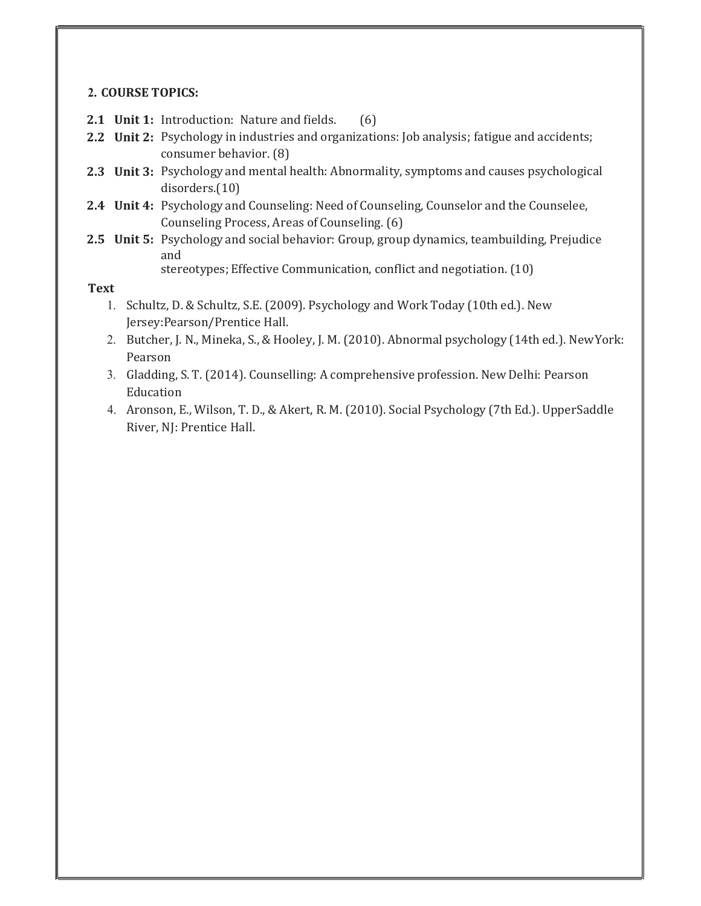## 2. COURSE TOPICS:

**2.1 Unit 1:** Introduction: Nature and fields. (6)

**2.2 Unit 2:** Psychology in industries and organizations: Job analysis; fatigue and accidents; consumer behavior. (8)

**2.3 Unit 3:** Psychology and mental health: Abnormality, symptoms and causes psychological disorders.(10)

**2.4 Unit 4:** Psychology and Counseling: Need of Counseling, Counselor and the Counselee, Counseling Process, Areas of Counseling. (6)

**2.5 Unit 5:** Psychology and social behavior: Group, group dynamics, teambuilding, Prejudice and stereotypes; Effective Communication, conflict and negotiation. (10)

**Text**

1. Schultz, D. & Schultz, S.E. (2009). Psychology and Work Today (10th ed.). New Jersey:Pearson/Prentice Hall.
2. Butcher, J. N., Mineka, S., & Hooley, J. M. (2010). Abnormal psychology (14th ed.). NewYork: Pearson
3. Gladding, S. T. (2014). Counselling: A comprehensive profession. New Delhi: Pearson Education
4. Aronson, E., Wilson, T. D., & Akert, R. M. (2010). Social Psychology (7th Ed.). UpperSaddle River, NJ: Prentice Hall.